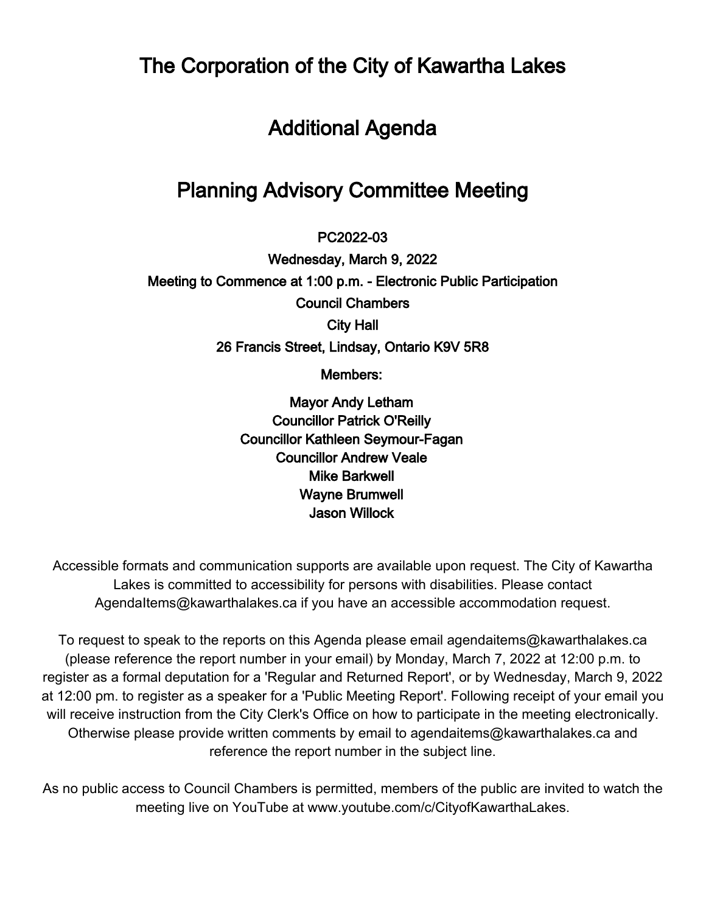# The Corporation of the City of Kawartha Lakes

# Additional Agenda

# Planning Advisory Committee Meeting

**PC2022-03**

**Wednesday, March 9, 2022**

**Meeting to Commence at 1:00 p.m. - Electronic Public Participation**

**Council Chambers**

**City Hall**

**26 Francis Street, Lindsay, Ontario K9V 5R8**

**Members:**

**Mayor Andy Letham**
**Councillor Patrick O'Reilly**
**Councillor Kathleen Seymour-Fagan**
**Councillor Andrew Veale**
**Mike Barkwell**
**Wayne Brumwell**
**Jason Willock**

Accessible formats and communication supports are available upon request. The City of Kawartha Lakes is committed to accessibility for persons with disabilities. Please contact AgendaItems@kawarthalakes.ca if you have an accessible accommodation request.

To request to speak to the reports on this Agenda please email agendaitems@kawarthalakes.ca (please reference the report number in your email) by Monday, March 7, 2022 at 12:00 p.m. to register as a formal deputation for a 'Regular and Returned Report', or by Wednesday, March 9, 2022 at 12:00 pm. to register as a speaker for a 'Public Meeting Report'. Following receipt of your email you will receive instruction from the City Clerk's Office on how to participate in the meeting electronically. Otherwise please provide written comments by email to agendaitems@kawarthalakes.ca and reference the report number in the subject line.

As no public access to Council Chambers is permitted, members of the public are invited to watch the meeting live on YouTube at www.youtube.com/c/CityofKawarthaLakes.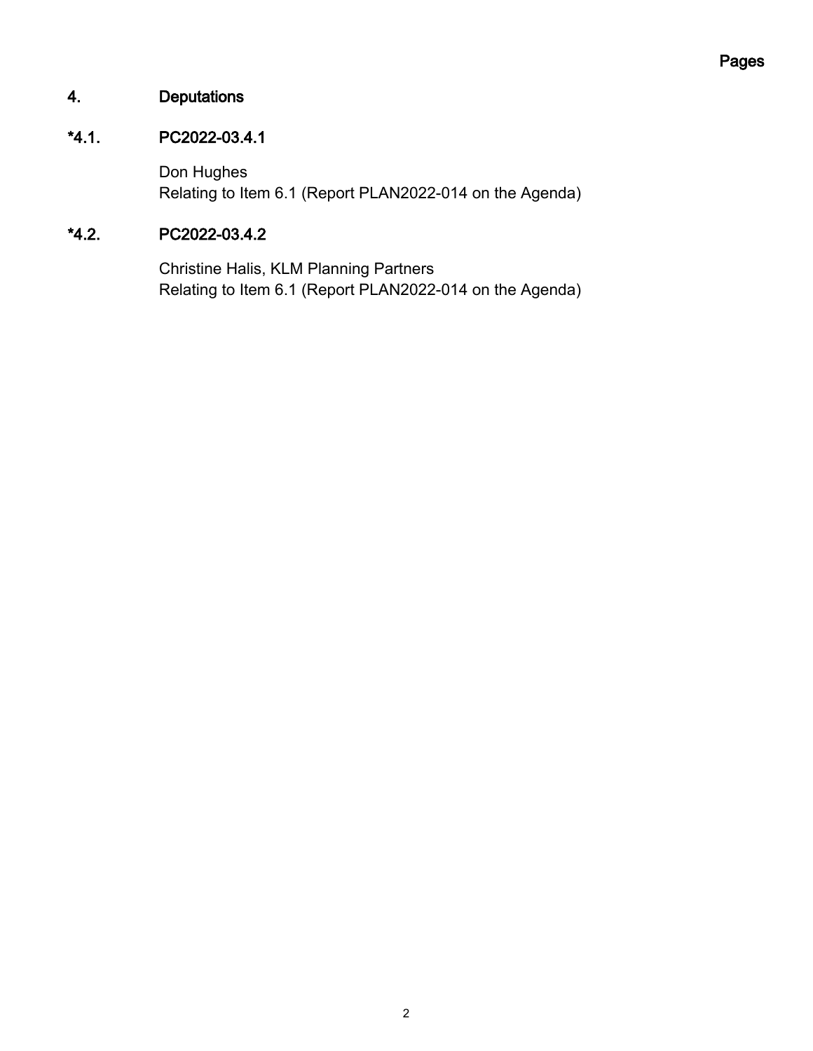Pages

## 4. Deputations

### *4.1. PC2022-03.4.1

Don Hughes
Relating to Item 6.1 (Report PLAN2022-014 on the Agenda)

### *4.2. PC2022-03.4.2

Christine Halis, KLM Planning Partners
Relating to Item 6.1 (Report PLAN2022-014 on the Agenda)